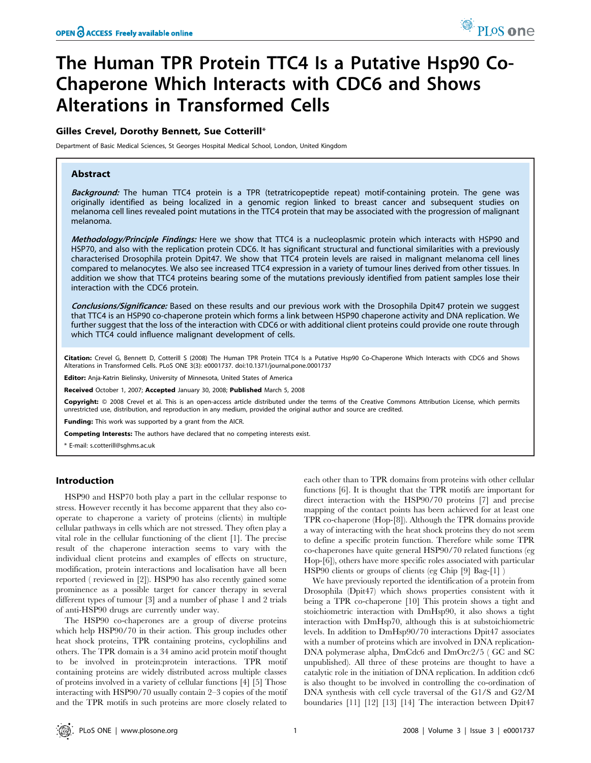# The Human TPR Protein TTC4 Is a Putative Hsp90 Co-Chaperone Which Interacts with CDC6 and Shows Alterations in Transformed Cells

**Gilles Crevel, Dorothy Bennett, Sue Cotterill***

Department of Basic Medical Sciences, St Georges Hospital Medical School, London, United Kingdom

## Abstract

***Background:*** The human TTC4 protein is a TPR (tetratricopeptide repeat) motif-containing protein. The gene was originally identified as being localized in a genomic region linked to breast cancer and subsequent studies on melanoma cell lines revealed point mutations in the TTC4 protein that may be associated with the progression of malignant melanoma.

***Methodology/Principle Findings:*** Here we show that TTC4 is a nucleoplasmic protein which interacts with HSP90 and HSP70, and also with the replication protein CDC6. It has significant structural and functional similarities with a previously characterised Drosophila protein Dpit47. We show that TTC4 protein levels are raised in malignant melanoma cell lines compared to melanocytes. We also see increased TTC4 expression in a variety of tumour lines derived from other tissues. In addition we show that TTC4 proteins bearing some of the mutations previously identified from patient samples lose their interaction with the CDC6 protein.

***Conclusions/Significance:*** Based on these results and our previous work with the Drosophila Dpit47 protein we suggest that TTC4 is an HSP90 co-chaperone protein which forms a link between HSP90 chaperone activity and DNA replication. We further suggest that the loss of the interaction with CDC6 or with additional client proteins could provide one route through which TTC4 could influence malignant development of cells.

**Citation:** Crevel G, Bennett D, Cotterill S (2008) The Human TPR Protein TTC4 Is a Putative Hsp90 Co-Chaperone Which Interacts with CDC6 and Shows Alterations in Transformed Cells. PLoS ONE 3(3): e0001737. doi:10.1371/journal.pone.0001737

**Editor:** Anja-Katrin Bielinsky, University of Minnesota, United States of America

**Received** October 1, 2007; **Accepted** January 30, 2008; **Published** March 5, 2008

**Copyright:** © 2008 Crevel et al. This is an open-access article distributed under the terms of the Creative Commons Attribution License, which permits unrestricted use, distribution, and reproduction in any medium, provided the original author and source are credited.

**Funding:** This work was supported by a grant from the AICR.

**Competing Interests:** The authors have declared that no competing interests exist.

\* E-mail: s.cotterill@sghms.ac.uk

## Introduction

HSP90 and HSP70 both play a part in the cellular response to stress. However recently it has become apparent that they also co-operate to chaperone a variety of proteins (clients) in multiple cellular pathways in cells which are not stressed. They often play a vital role in the cellular functioning of the client [1]. The precise result of the chaperone interaction seems to vary with the individual client proteins and examples of effects on structure, modification, protein interactions and localisation have all been reported ( reviewed in [2]). HSP90 has also recently gained some prominence as a possible target for cancer therapy in several different types of tumour [3] and a number of phase 1 and 2 trials of anti-HSP90 drugs are currently under way.

The HSP90 co-chaperones are a group of diverse proteins which help HSP90/70 in their action. This group includes other heat shock proteins, TPR containing proteins, cyclophilins and others. The TPR domain is a 34 amino acid protein motif thought to be involved in protein:protein interactions. TPR motif containing proteins are widely distributed across multiple classes of proteins involved in a variety of cellular functions [4] [5] Those interacting with HSP90/70 usually contain 2–3 copies of the motif and the TPR motifs in such proteins are more closely related to each other than to TPR domains from proteins with other cellular functions [6]. It is thought that the TPR motifs are important for direct interaction with the HSP90/70 proteins [7] and precise mapping of the contact points has been achieved for at least one TPR co-chaperone (Hop-[8]). Although the TPR domains provide a way of interacting with the heat shock proteins they do not seem to define a specific protein function. Therefore while some TPR co-chaperones have quite general HSP90/70 related functions (eg Hop-[6]), others have more specific roles associated with particular HSP90 clients or groups of clients (eg Chip [9] Bag-[1] )

We have previously reported the identification of a protein from Drosophila (Dpit47) which shows properties consistent with it being a TPR co-chaperone [10] This protein shows a tight and stoichiometric interaction with DmHsp90, it also shows a tight interaction with DmHsp70, although this is at substoichiometric levels. In addition to DmHsp90/70 interactions Dpit47 associates with a number of proteins which are involved in DNA replication-DNA polymerase alpha, DmCdc6 and DmOrc2/5 ( GC and SC unpublished). All three of these proteins are thought to have a catalytic role in the initiation of DNA replication. In addition cdc6 is also thought to be involved in controlling the co-ordination of DNA synthesis with cell cycle traversal of the G1/S and G2/M boundaries [11] [12] [13] [14] The interaction between Dpit47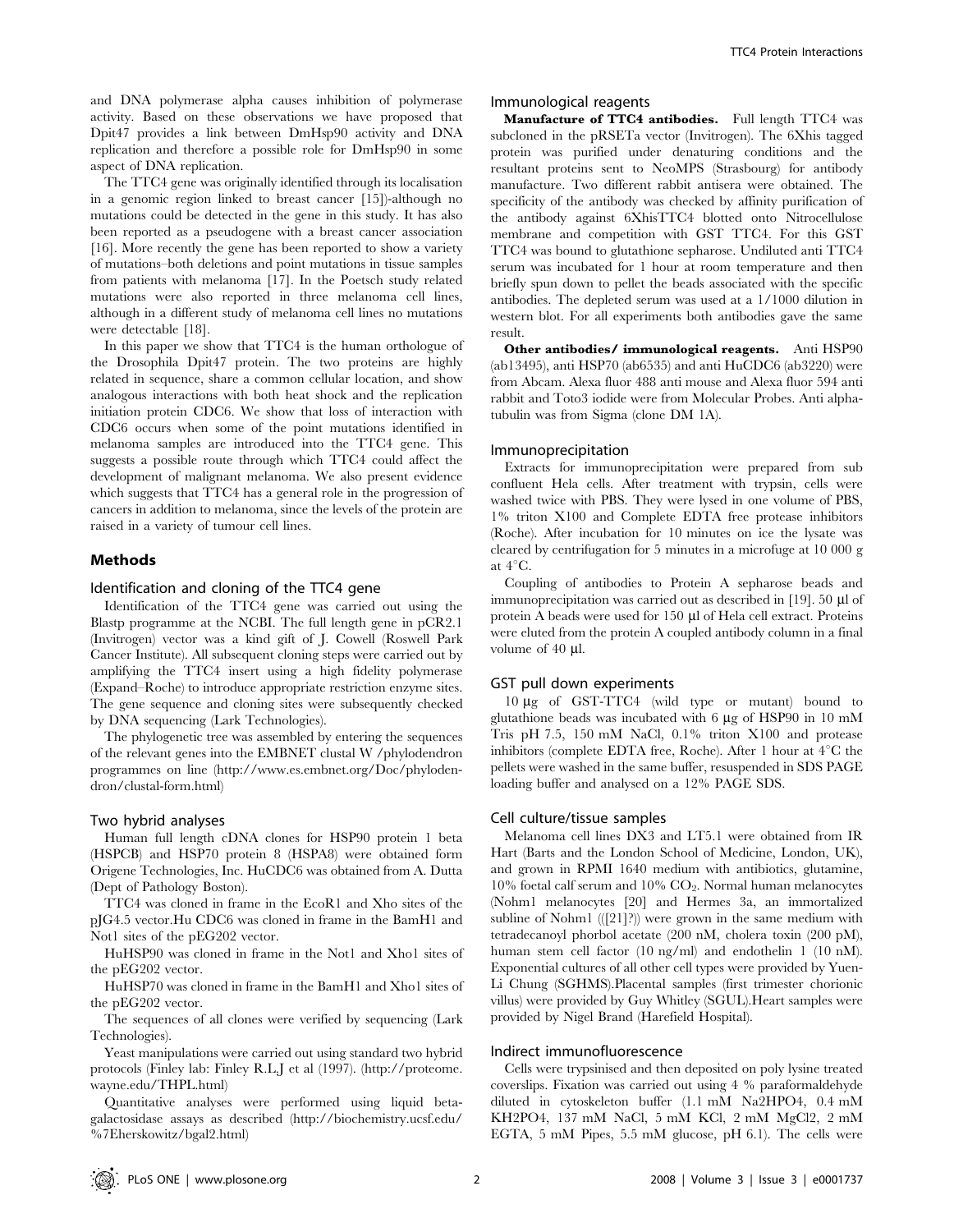and DNA polymerase alpha causes inhibition of polymerase activity. Based on these observations we have proposed that Dpit47 provides a link between DmHsp90 activity and DNA replication and therefore a possible role for DmHsp90 in some aspect of DNA replication.

The TTC4 gene was originally identified through its localisation in a genomic region linked to breast cancer [15])-although no mutations could be detected in the gene in this study. It has also been reported as a pseudogene with a breast cancer association [16]. More recently the gene has been reported to show a variety of mutations–both deletions and point mutations in tissue samples from patients with melanoma [17]. In the Poetsch study related mutations were also reported in three melanoma cell lines, although in a different study of melanoma cell lines no mutations were detectable [18].

In this paper we show that TTC4 is the human orthologue of the Drosophila Dpit47 protein. The two proteins are highly related in sequence, share a common cellular location, and show analogous interactions with both heat shock and the replication initiation protein CDC6. We show that loss of interaction with CDC6 occurs when some of the point mutations identified in melanoma samples are introduced into the TTC4 gene. This suggests a possible route through which TTC4 could affect the development of malignant melanoma. We also present evidence which suggests that TTC4 has a general role in the progression of cancers in addition to melanoma, since the levels of the protein are raised in a variety of tumour cell lines.

## Methods

### Identification and cloning of the TTC4 gene

Identification of the TTC4 gene was carried out using the Blastp programme at the NCBI. The full length gene in pCR2.1 (Invitrogen) vector was a kind gift of J. Cowell (Roswell Park Cancer Institute). All subsequent cloning steps were carried out by amplifying the TTC4 insert using a high fidelity polymerase (Expand–Roche) to introduce appropriate restriction enzyme sites. The gene sequence and cloning sites were subsequently checked by DNA sequencing (Lark Technologies).

The phylogenetic tree was assembled by entering the sequences of the relevant genes into the EMBNET clustal W /phylodendron programmes on line (http://www.es.embnet.org/Doc/phylodendron/clustal-form.html)

### Two hybrid analyses

Human full length cDNA clones for HSP90 protein 1 beta (HSPCB) and HSP70 protein 8 (HSPA8) were obtained form Origene Technologies, Inc. HuCDC6 was obtained from A. Dutta (Dept of Pathology Boston).

TTC4 was cloned in frame in the EcoR1 and Xho sites of the pJG4.5 vector.Hu CDC6 was cloned in frame in the BamH1 and Not1 sites of the pEG202 vector.

HuHSP90 was cloned in frame in the Not1 and Xho1 sites of the pEG202 vector.

HuHSP70 was cloned in frame in the BamH1 and Xho1 sites of the pEG202 vector.

The sequences of all clones were verified by sequencing (Lark Technologies).

Yeast manipulations were carried out using standard two hybrid protocols (Finley lab: Finley R.L,J et al (1997). (http://proteome.wayne.edu/THPL.html)

Quantitative analyses were performed using liquid beta-galactosidase assays as described (http://biochemistry.ucsf.edu/%7Eherskowitz/bgal2.html)

### Immunological reagents

**Manufacture of TTC4 antibodies.** Full length TTC4 was subcloned in the pRSETa vector (Invitrogen). The 6Xhis tagged protein was purified under denaturing conditions and the resultant proteins sent to NeoMPS (Strasbourg) for antibody manufacture. Two different rabbit antisera were obtained. The specificity of the antibody was checked by affinity purification of the antibody against 6XhisTTC4 blotted onto Nitrocellulose membrane and competition with GST TTC4. For this GST TTC4 was bound to glutathione sepharose. Undiluted anti TTC4 serum was incubated for 1 hour at room temperature and then briefly spun down to pellet the beads associated with the specific antibodies. The depleted serum was used at a 1/1000 dilution in western blot. For all experiments both antibodies gave the same result.

**Other antibodies/ immunological reagents.** Anti HSP90 (ab13495), anti HSP70 (ab6535) and anti HuCDC6 (ab3220) were from Abcam. Alexa fluor 488 anti mouse and Alexa fluor 594 anti rabbit and Toto3 iodide were from Molecular Probes. Anti alpha-tubulin was from Sigma (clone DM 1A).

### Immunoprecipitation

Extracts for immunoprecipitation were prepared from sub confluent Hela cells. After treatment with trypsin, cells were washed twice with PBS. They were lysed in one volume of PBS, 1% triton X100 and Complete EDTA free protease inhibitors (Roche). After incubation for 10 minutes on ice the lysate was cleared by centrifugation for 5 minutes in a microfuge at 10 000 g at 4°C.

Coupling of antibodies to Protein A sepharose beads and immunoprecipitation was carried out as described in [19]. 50 µl of protein A beads were used for 150 µl of Hela cell extract. Proteins were eluted from the protein A coupled antibody column in a final volume of 40 µl.

### GST pull down experiments

10 µg of GST-TTC4 (wild type or mutant) bound to glutathione beads was incubated with 6 µg of HSP90 in 10 mM Tris pH 7.5, 150 mM NaCl, 0.1% triton X100 and protease inhibitors (complete EDTA free, Roche). After 1 hour at 4°C the pellets were washed in the same buffer, resuspended in SDS PAGE loading buffer and analysed on a 12% PAGE SDS.

### Cell culture/tissue samples

Melanoma cell lines DX3 and LT5.1 were obtained from IR Hart (Barts and the London School of Medicine, London, UK), and grown in RPMI 1640 medium with antibiotics, glutamine, 10% foetal calf serum and 10% $CO_2$. Normal human melanocytes (Nohm1 melanocytes [20] and Hermes 3a, an immortalized subline of Nohm1 (([21]?)) were grown in the same medium with tetradecanoyl phorbol acetate (200 nM, cholera toxin (200 pM), human stem cell factor (10 ng/ml) and endothelin 1 (10 nM). Exponential cultures of all other cell types were provided by Yuen-Li Chung (SGHMS).Placental samples (first trimester chorionic villus) were provided by Guy Whitley (SGUL).Heart samples were provided by Nigel Brand (Harefield Hospital).

### Indirect immunofluorescence

Cells were trypsinised and then deposited on poly lysine treated coverslips. Fixation was carried out using 4 % paraformaldehyde diluted in cytoskeleton buffer (1.1 mM $Na_2HPO_4$, 0.4 mM $KH_2PO_4$, 137 mM NaCl, 5 mM KCl, 2 mM $MgCl_2$, 2 mM EGTA, 5 mM Pipes, 5.5 mM glucose, pH 6.1). The cells were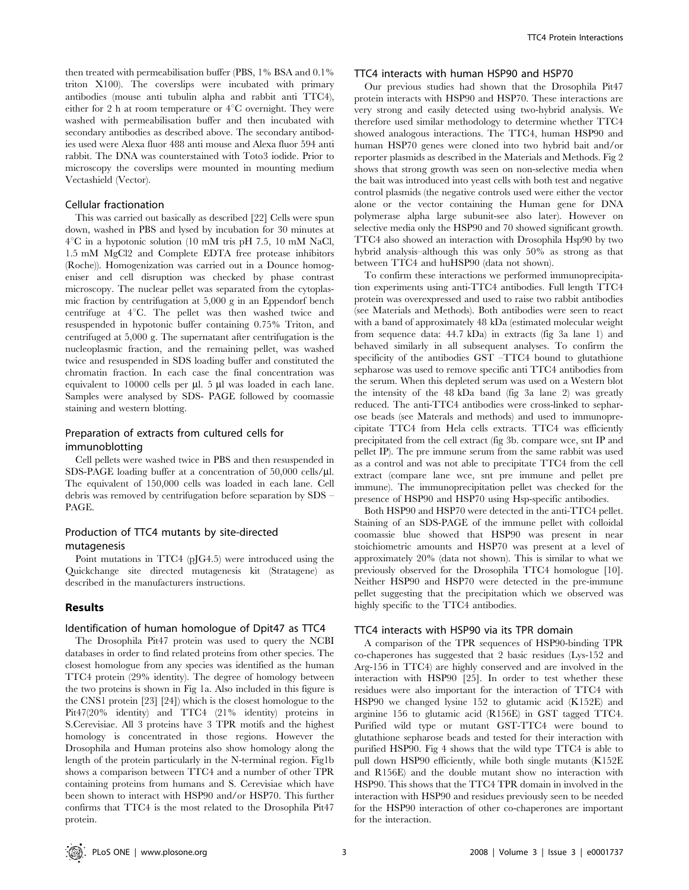then treated with permeabilisation buffer (PBS, 1% BSA and 0.1% triton X100). The coverslips were incubated with primary antibodies (mouse anti tubulin alpha and rabbit anti TTC4), either for 2 h at room temperature or 4°C overnight. They were washed with permeabilisation buffer and then incubated with secondary antibodies as described above. The secondary antibodies used were Alexa fluor 488 anti mouse and Alexa fluor 594 anti rabbit. The DNA was counterstained with Toto3 iodide. Prior to microscopy the coverslips were mounted in mounting medium Vectashield (Vector).

### Cellular fractionation

This was carried out basically as described [22] Cells were spun down, washed in PBS and lysed by incubation for 30 minutes at 4°C in a hypotonic solution (10 mM tris pH 7.5, 10 mM NaCl, 1.5 mM MgCl2 and Complete EDTA free protease inhibitors (Roche)). Homogenization was carried out in a Dounce homogeniser and cell disruption was checked by phase contrast microscopy. The nuclear pellet was separated from the cytoplasmic fraction by centrifugation at 5,000 g in an Eppendorf bench centrifuge at 4°C. The pellet was then washed twice and resuspended in hypotonic buffer containing 0.75% Triton, and centrifuged at 5,000 g. The supernatant after centrifugation is the nucleoplasmic fraction, and the remaining pellet, was washed twice and resuspended in SDS loading buffer and constituted the chromatin fraction. In each case the final concentration was equivalent to 10000 cells per µl. 5 µl was loaded in each lane. Samples were analysed by SDS- PAGE followed by coomassie staining and western blotting.

### Preparation of extracts from cultured cells for immunoblotting

Cell pellets were washed twice in PBS and then resuspended in SDS-PAGE loading buffer at a concentration of 50,000 cells/µl. The equivalent of 150,000 cells was loaded in each lane. Cell debris was removed by centrifugation before separation by SDS – PAGE.

### Production of TTC4 mutants by site-directed mutagenesis

Point mutations in TTC4 (pJG4.5) were introduced using the Quickchange site directed mutagenesis kit (Stratagene) as described in the manufacturers instructions.

## Results

### Identification of human homologue of Dpit47 as TTC4

The Drosophila Pit47 protein was used to query the NCBI databases in order to find related proteins from other species. The closest homologue from any species was identified as the human TTC4 protein (29% identity). The degree of homology between the two proteins is shown in Fig 1a. Also included in this figure is the CNS1 protein [23] [24]) which is the closest homologue to the Pit47(20% identity) and TTC4 (21% identity) proteins in S.Cerevisiae. All 3 proteins have 3 TPR motifs and the highest homology is concentrated in those regions. However the Drosophila and Human proteins also show homology along the length of the protein particularly in the N-terminal region. Fig1b shows a comparison between TTC4 and a number of other TPR containing proteins from humans and S. Cerevisiae which have been shown to interact with HSP90 and/or HSP70. This further confirms that TTC4 is the most related to the Drosophila Pit47 protein.

### TTC4 interacts with human HSP90 and HSP70

Our previous studies had shown that the Drosophila Pit47 protein interacts with HSP90 and HSP70. These interactions are very strong and easily detected using two-hybrid analysis. We therefore used similar methodology to determine whether TTC4 showed analogous interactions. The TTC4, human HSP90 and human HSP70 genes were cloned into two hybrid bait and/or reporter plasmids as described in the Materials and Methods. Fig 2 shows that strong growth was seen on non-selective media when the bait was introduced into yeast cells with both test and negative control plasmids (the negative controls used were either the vector alone or the vector containing the Human gene for DNA polymerase alpha large subunit-see also later). However on selective media only the HSP90 and 70 showed significant growth. TTC4 also showed an interaction with Drosophila Hsp90 by two hybrid analysis–although this was only 50% as strong as that between TTC4 and huHSP90 (data not shown).

To confirm these interactions we performed immunoprecipitation experiments using anti-TTC4 antibodies. Full length TTC4 protein was overexpressed and used to raise two rabbit antibodies (see Materials and Methods). Both antibodies were seen to react with a band of approximately 48 kDa (estimated molecular weight from sequence data: 44.7 kDa) in extracts (fig 3a lane 1) and behaved similarly in all subsequent analyses. To confirm the specificity of the antibodies GST –TTC4 bound to glutathione sepharose was used to remove specific anti TTC4 antibodies from the serum. When this depleted serum was used on a Western blot the intensity of the 48 kDa band (fig 3a lane 2) was greatly reduced. The anti-TTC4 antibodies were cross-linked to sepharose beads (see Materials and methods) and used to immunoprecipitate TTC4 from Hela cells extracts. TTC4 was efficiently precipitated from the cell extract (fig 3b. compare wce, snt IP and pellet IP). The pre immune serum from the same rabbit was used as a control and was not able to precipitate TTC4 from the cell extract (compare lane wce, snt pre immune and pellet pre immune). The immunoprecipitation pellet was checked for the presence of HSP90 and HSP70 using Hsp-specific antibodies.

Both HSP90 and HSP70 were detected in the anti-TTC4 pellet. Staining of an SDS-PAGE of the immune pellet with colloidal coomassie blue showed that HSP90 was present in near stoichiometric amounts and HSP70 was present at a level of approximately 20% (data not shown). This is similar to what we previously observed for the Drosophila TTC4 homologue [10]. Neither HSP90 and HSP70 were detected in the pre-immune pellet suggesting that the precipitation which we observed was highly specific to the TTC4 antibodies.

### TTC4 interacts with HSP90 via its TPR domain

A comparison of the TPR sequences of HSP90-binding TPR co-chaperones has suggested that 2 basic residues (Lys-152 and Arg-156 in TTC4) are highly conserved and are involved in the interaction with HSP90 [25]. In order to test whether these residues were also important for the interaction of TTC4 with HSP90 we changed lysine 152 to glutamic acid (K152E) and arginine 156 to glutamic acid (R156E) in GST tagged TTC4. Purified wild type or mutant GST-TTC4 were bound to glutathione sepharose beads and tested for their interaction with purified HSP90. Fig 4 shows that the wild type TTC4 is able to pull down HSP90 efficiently, while both single mutants (K152E and R156E) and the double mutant show no interaction with HSP90. This shows that the TTC4 TPR domain in involved in the interaction with HSP90 and residues previously seen to be needed for the HSP90 interaction of other co-chaperones are important for the interaction.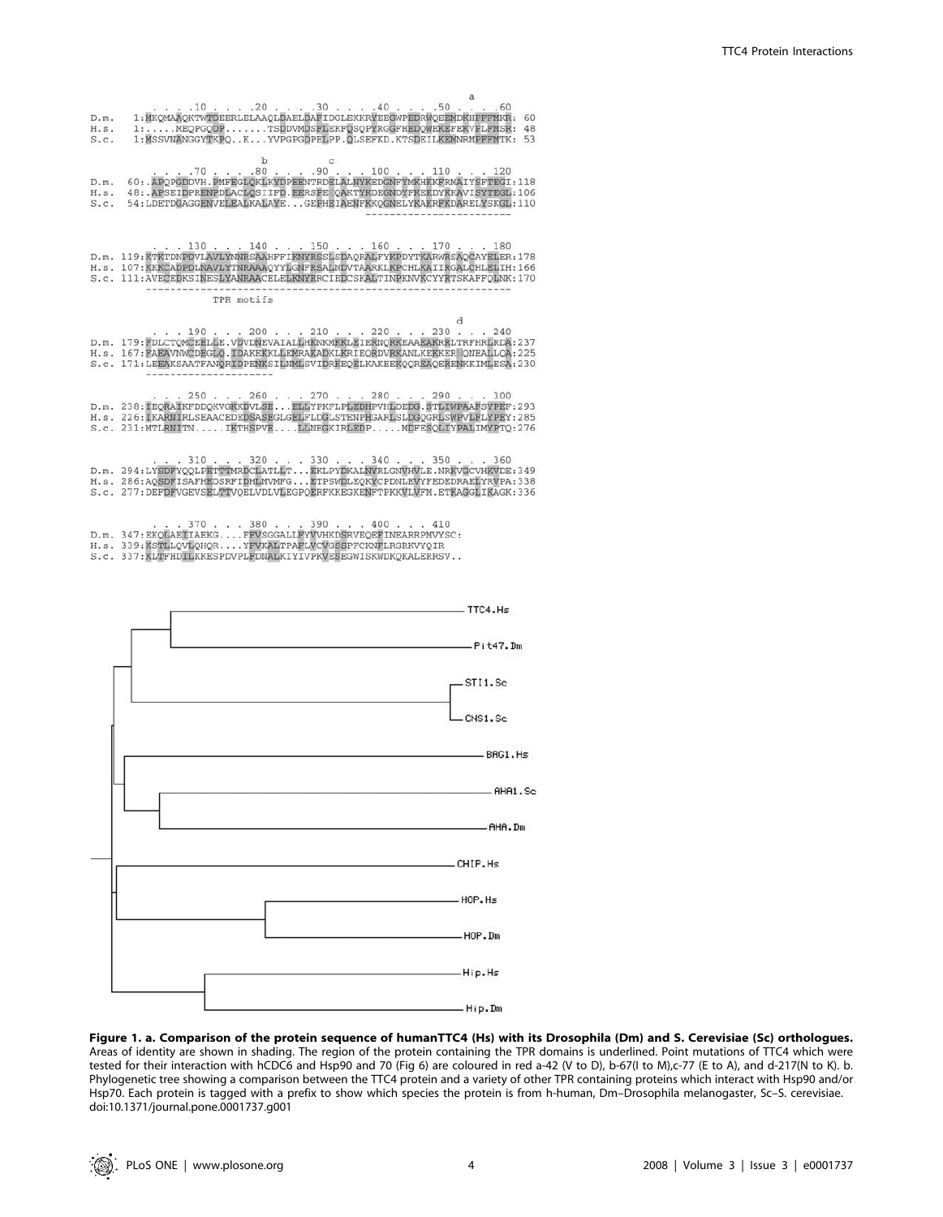```
                                                                    a
          . . . .10 . . . .20 . . . .30 . . . .40 . . . .50 . . . .60
D.m.   1:MKQMAAQKTWTDEERLELAAQLDAELDAFIDGLEKKRYEEGWPEDRWQEEMDKHPFFMKR: 60
H.s.   1:.....MEQPGQDP.......TSDDVMDSFLEKFQSQPYRGGFHEDQWEKEFEKVPLFMSR: 48
S.c.   1:MSSVNANGGYTKPQ..K...YVPGPGDPELPP.QLSEFKD.KTSDEIILKEMNRMPFFMTK: 53

                     b          c
          . . . .70 . . . .80 . . . .90 . . . 100 . . . 110 . . . 120
D.m.  60:.APQPGDDVH.PMFEGLQKLKYDPEENTRDELALNYKEDGNFYMKHKKFRMAIYSFTEGI:118
H.s.  48:.APSEIDPRENPDLACLQSIIFD.EERSPE.QAKTYKDEGNDYFKEKDYKKAVISYTEGL:106
S.c.  54:LDETDGAGGENVELEALKALAYE...GEPHEIAENFKKQGNELYKAKRFKDARELYSKGL:110

          . . . 130 . . . 140 . . . 150 . . . 160 . . . 170 . . . 180
D.m. 119:KTKTDNPDVLAVLYNNRSAAHFFIKNYRSSLSDAQRALFYKPDYTKARWRSAQCAYELER:178
H.s. 107:KKKCADPDLNAVLYTNRAAAQYYLGNFRSALNDVTAARKLKPCHLKAIIRGALCHLELIH:166
S.c. 111:AVECEDKSINESLYANRAACELELKNYRRCIEDCSKALTINPKNVKCYYRTSKAFFQLNK:170
                              TPR motifs

                                                                   d
          . . . 190 . . . 200 . . . 210 . . . 220 . . . 230 . . . 240
D.m. 179:FDLCTQMCEELLE.VDVDNEVAIALLHKNKMKKLEIERNQRKEAAEAKRKLTRFHRLRDA:237
H.s. 167:FAEAVNWCDEGLQ.IDAKEKKLLEMRAKADKLKRIEQRDVRKANLKEKKERNQNEALLCA:225
S.c. 171:LEEAKSAATFANQRIDPENKSILNMLSVIDRKEQELKAKEEKQQREAQERENKKIMLESA:230

          . . . 250 . . . 260 . . . 270 . . . 280 . . . 290 . . . 300
D.m. 238:IEQRAIKFDDQKVGKKDVLSE...ELLYPKFLPLEDHPVHLDEDG.STLIWPAAFSYPEF:293
H.s. 226:IKARNIRLSEAACEDEDSASEGLGELFLDGLSTENPHGARLSLDGQGRLSWPVLFLYPEY:285
S.c. 231:MTLRNITN.....IKTHSPVE....LLNEGKIRLEDP.....MDFESQLIYPALIMYPTQ:276

          . . . 310 . . . 320 . . . 330 . . . 340 . . . 350 . . . 360
D.m. 294:LYSDFYQQLPETTTMRDCLATLLT...EKLPYDKALNYRLGNVHVLE.NRKVGCVHKVDE:349
H.s. 286:AQSDFISAFHEDSRFIDHLMVMFG...ETPSWDLEQKYCPDNLEVYFEDEDRAELYRVPA:338
S.c. 277:DEFDFVGEVSELTTVQELVDLVLEGPQERFKKEGKENFTPKKVLVFM.ETKAGGLIKAGK:336

          . . . 370 . . . 380 . . . 390 . . . 400 . . . 410
D.m. 347:EKQLAEIIAEKG....FFVSGGALLFYVVHKDSRVEQEFINEARRPMVYSC:
H.s. 339:KSTLLQVLQHQR....YFVKALTPAFLVCVGSSPFCKNPLRGRKVYQIR
S.c. 337:KLTFHDILKKESPDVPLFDNALKIYIVPKVESEGWISKWDKQKALERRSV..
```

TTC4.Hs, Pit47.Dm, STI1.Sc, CNS1.Sc, BAG1.Hs, AHA1.Sc, AHA.Dm, CHIP.Hs, HOP.Hs, HOP.Dm, Hip.Hs, Hip.Dm

**Figure 1. a. Comparison of the protein sequence of humanTTC4 (Hs) with its Drosophila (Dm) and S. Cerevisiae (Sc) orthologues.** Areas of identity are shown in shading. The region of the protein containing the TPR domains is underlined. Point mutations of TTC4 which were tested for their interaction with hCDC6 and Hsp90 and 70 (Fig 6) are coloured in red a-42 (V to D), b-67(I to M),c-77 (E to A), and d-217(N to K). b. Phylogenetic tree showing a comparison between the TTC4 protein and a variety of other TPR containing proteins which interact with Hsp90 and/or Hsp70. Each protein is tagged with a prefix to show which species the protein is from h-human, Dm–Drosophila melanogaster, Sc–S. cerevisiae.
doi:10.1371/journal.pone.0001737.g001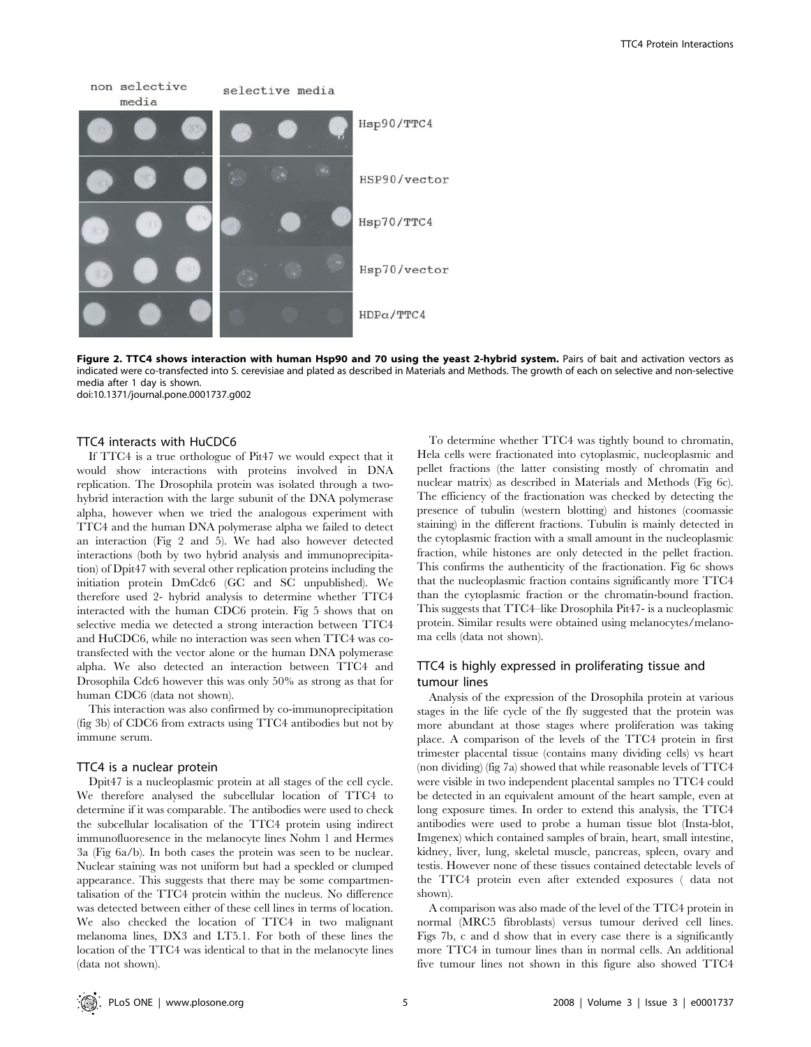non selective media | selective media

Hsp90/TTC4

HSP90/vector

Hsp70/TTC4

Hsp70/vector

HDPα/TTC4

**Figure 2. TTC4 shows interaction with human Hsp90 and 70 using the yeast 2-hybrid system.** Pairs of bait and activation vectors as indicated were co-transfected into S. cerevisiae and plated as described in Materials and Methods. The growth of each on selective and non-selective media after 1 day is shown.
doi:10.1371/journal.pone.0001737.g002

## TTC4 interacts with HuCDC6

If TTC4 is a true orthologue of Pit47 we would expect that it would show interactions with proteins involved in DNA replication. The Drosophila protein was isolated through a two-hybrid interaction with the large subunit of the DNA polymerase alpha, however when we tried the analogous experiment with TTC4 and the human DNA polymerase alpha we failed to detect an interaction (Fig 2 and 5). We had also however detected interactions (both by two hybrid analysis and immunoprecipitation) of Dpit47 with several other replication proteins including the initiation protein DmCdc6 (GC and SC unpublished). We therefore used 2- hybrid analysis to determine whether TTC4 interacted with the human CDC6 protein. Fig 5 shows that on selective media we detected a strong interaction between TTC4 and HuCDC6, while no interaction was seen when TTC4 was co-transfected with the vector alone or the human DNA polymerase alpha. We also detected an interaction between TTC4 and Drosophila Cdc6 however this was only 50% as strong as that for human CDC6 (data not shown).

This interaction was also confirmed by co-immunoprecipitation (fig 3b) of CDC6 from extracts using TTC4 antibodies but not by immune serum.

## TTC4 is a nuclear protein

Dpit47 is a nucleoplasmic protein at all stages of the cell cycle. We therefore analysed the subcellular location of TTC4 to determine if it was comparable. The antibodies were used to check the subcellular localisation of the TTC4 protein using indirect immunofluoresence in the melanocyte lines Nohm 1 and Hermes 3a (Fig 6a/b). In both cases the protein was seen to be nuclear. Nuclear staining was not uniform but had a speckled or clumped appearance. This suggests that there may be some compartmentalisation of the TTC4 protein within the nucleus. No difference was detected between either of these cell lines in terms of location. We also checked the location of TTC4 in two malignant melanoma lines, DX3 and LT5.1. For both of these lines the location of the TTC4 was identical to that in the melanocyte lines (data not shown).

To determine whether TTC4 was tightly bound to chromatin, Hela cells were fractionated into cytoplasmic, nucleoplasmic and pellet fractions (the latter consisting mostly of chromatin and nuclear matrix) as described in Materials and Methods (Fig 6c). The efficiency of the fractionation was checked by detecting the presence of tubulin (western blotting) and histones (coomassie staining) in the different fractions. Tubulin is mainly detected in the cytoplasmic fraction with a small amount in the nucleoplasmic fraction, while histones are only detected in the pellet fraction. This confirms the authenticity of the fractionation. Fig 6c shows that the nucleoplasmic fraction contains significantly more TTC4 than the cytoplasmic fraction or the chromatin-bound fraction. This suggests that TTC4–like Drosophila Pit47- is a nucleoplasmic protein. Similar results were obtained using melanocytes/melanoma cells (data not shown).

## TTC4 is highly expressed in proliferating tissue and tumour lines

Analysis of the expression of the Drosophila protein at various stages in the life cycle of the fly suggested that the protein was more abundant at those stages where proliferation was taking place. A comparison of the levels of the TTC4 protein in first trimester placental tissue (contains many dividing cells) vs heart (non dividing) (fig 7a) showed that while reasonable levels of TTC4 were visible in two independent placental samples no TTC4 could be detected in an equivalent amount of the heart sample, even at long exposure times. In order to extend this analysis, the TTC4 antibodies were used to probe a human tissue blot (Insta-blot, Imgenex) which contained samples of brain, heart, small intestine, kidney, liver, lung, skeletal muscle, pancreas, spleen, ovary and testis. However none of these tissues contained detectable levels of the TTC4 protein even after extended exposures ( data not shown).

A comparison was also made of the level of the TTC4 protein in normal (MRC5 fibroblasts) versus tumour derived cell lines. Figs 7b, c and d show that in every case there is a significantly more TTC4 in tumour lines than in normal cells. An additional five tumour lines not shown in this figure also showed TTC4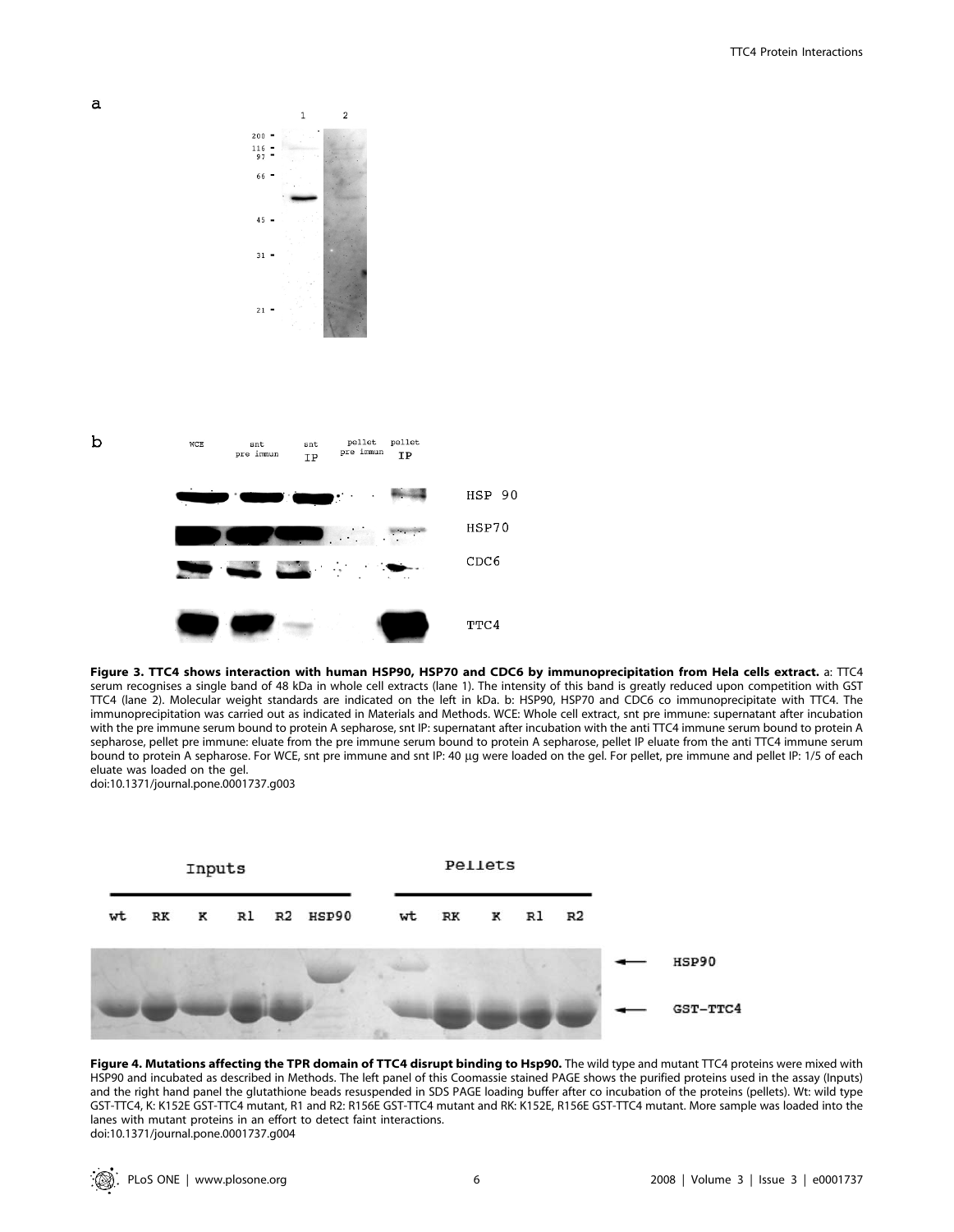**Figure 3. TTC4 shows interaction with human HSP90, HSP70 and CDC6 by immunoprecipitation from Hela cells extract.** a: TTC4 serum recognises a single band of 48 kDa in whole cell extracts (lane 1). The intensity of this band is greatly reduced upon competition with GST TTC4 (lane 2). Molecular weight standards are indicated on the left in kDa. b: HSP90, HSP70 and CDC6 co immunoprecipitate with TTC4. The immunoprecipitation was carried out as indicated in Materials and Methods. WCE: Whole cell extract, snt pre immune: supernatant after incubation with the pre immune serum bound to protein A sepharose, snt IP: supernatant after incubation with the anti TTC4 immune serum bound to protein A sepharose, pellet pre immune: eluate from the pre immune serum bound to protein A sepharose, pellet IP eluate from the anti TTC4 immune serum bound to protein A sepharose. For WCE, snt pre immune and snt IP: 40 µg were loaded on the gel. For pellet, pre immune and pellet IP: 1/5 of each eluate was loaded on the gel.
doi:10.1371/journal.pone.0001737.g003

**Figure 4. Mutations affecting the TPR domain of TTC4 disrupt binding to Hsp90.** The wild type and mutant TTC4 proteins were mixed with HSP90 and incubated as described in Methods. The left panel of this Coomassie stained PAGE shows the purified proteins used in the assay (Inputs) and the right hand panel the glutathione beads resuspended in SDS PAGE loading buffer after co incubation of the proteins (pellets). Wt: wild type GST-TTC4, K: K152E GST-TTC4 mutant, R1 and R2: R156E GST-TTC4 mutant and RK: K152E, R156E GST-TTC4 mutant. More sample was loaded into the lanes with mutant proteins in an effort to detect faint interactions.
doi:10.1371/journal.pone.0001737.g004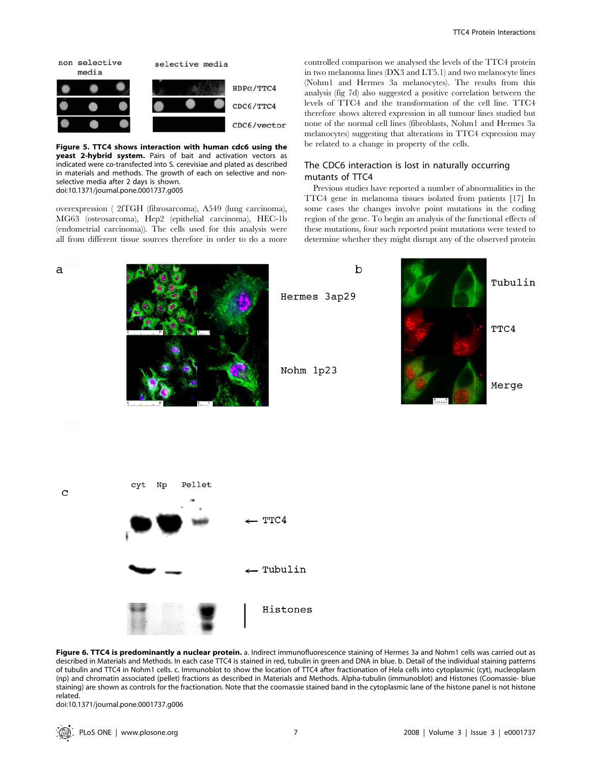**Figure 5. TTC4 shows interaction with human cdc6 using the yeast 2-hybrid system.** Pairs of bait and activation vectors as indicated were co-transfected into S. cerevisiae and plated as described in materials and methods. The growth of each on selective and non-selective media after 2 days is shown.
doi:10.1371/journal.pone.0001737.g005

overexpression ( 2fTGH (fibrosarcoma), A549 (lung carcinoma), MG63 (osteosarcoma), Hep2 (epithelial carcinoma), HEC-1b (endometrial carcinoma)). The cells used for this analysis were all from different tissue sources therefore in order to do a more controlled comparison we analysed the levels of the TTC4 protein in two melanoma lines (DX3 and LT5.1) and two melanocyte lines (Nohm1 and Hermes 3a melanocytes). The results from this analysis (fig 7d) also suggested a positive correlation between the levels of TTC4 and the transformation of the cell line. TTC4 therefore shows altered expression in all tumour lines studied but none of the normal cell lines (fibroblasts, Nohm1 and Hermes 3a melanocytes) suggesting that alterations in TTC4 expression may be related to a change in property of the cells.

## The CDC6 interaction is lost in naturally occurring mutants of TTC4

Previous studies have reported a number of abnormalities in the TTC4 gene in melanoma tissues isolated from patients [17] In some cases the changes involve point mutations in the coding region of the gene. To begin an analysis of the functional effects of these mutations, four such reported point mutations were tested to determine whether they might disrupt any of the observed protein

**Figure 6. TTC4 is predominantly a nuclear protein.** a. Indirect immunofluorescence staining of Hermes 3a and Nohm1 cells was carried out as described in Materials and Methods. In each case TTC4 is stained in red, tubulin in green and DNA in blue. b. Detail of the individual staining patterns of tubulin and TTC4 in Nohm1 cells. c. Immunoblot to show the location of TTC4 after fractionation of Hela cells into cytoplasmic (cyt), nucleoplasm (np) and chromatin associated (pellet) fractions as described in Materials and Methods. Alpha-tubulin (immunoblot) and Histones (Coomassie- blue staining) are shown as controls for the fractionation. Note that the coomassie stained band in the cytoplasmic lane of the histone panel is not histone related.
doi:10.1371/journal.pone.0001737.g006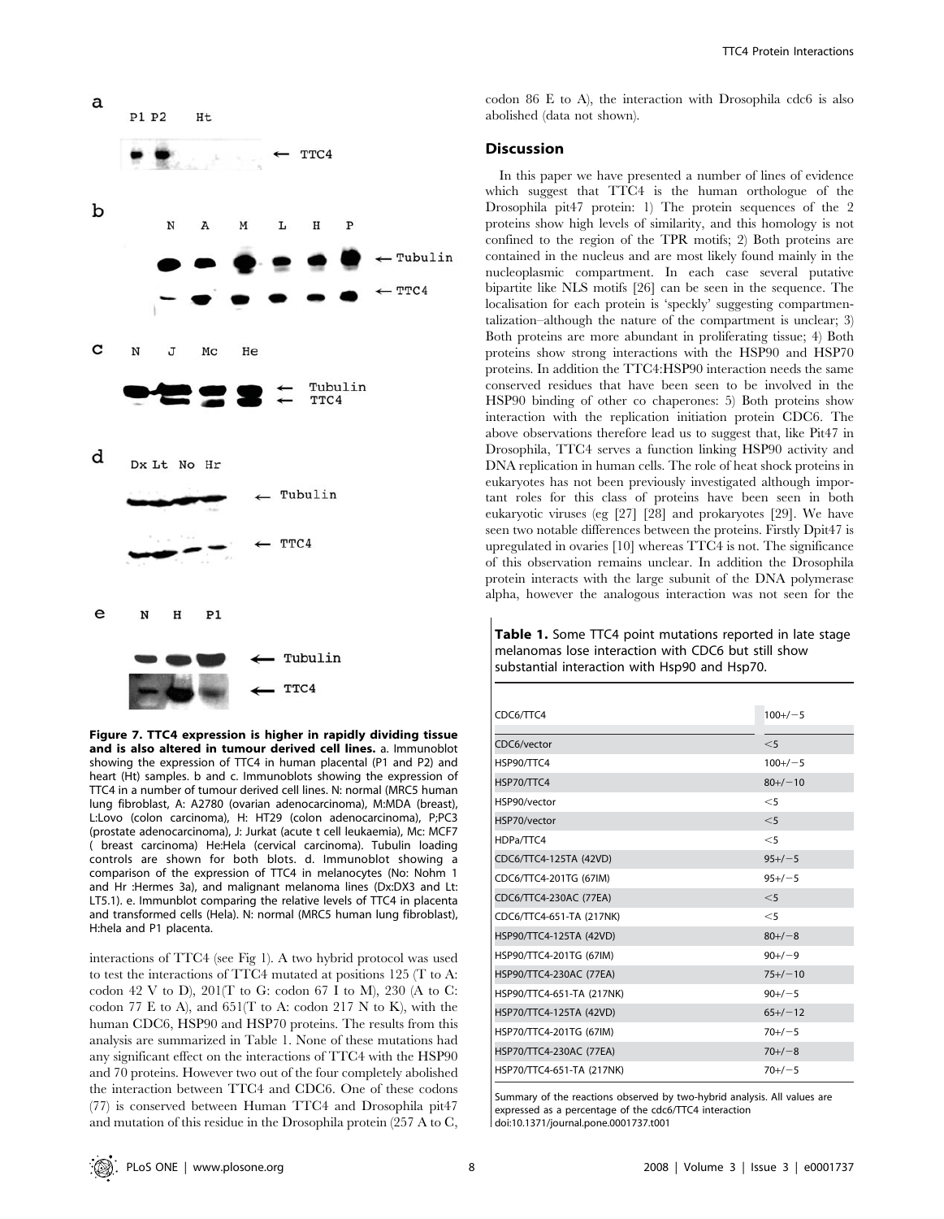**Figure 7. TTC4 expression is higher in rapidly dividing tissue and is also altered in tumour derived cell lines.** a. Immunoblot showing the expression of TTC4 in human placental (P1 and P2) and heart (Ht) samples. b and c. Immunoblots showing the expression of TTC4 in a number of tumour derived cell lines. N: normal (MRC5 human lung fibroblast), A: A2780 (ovarian adenocarcinoma), M:MDA (breast), L:Lovo (colon carcinoma), H: HT29 (colon adenocarcinoma), P;PC3 (prostate adenocarcinoma), J: Jurkat (acute t cell leukaemia), Mc: MCF7 ( breast carcinoma) He:Hela (cervical carcinoma). Tubulin loading controls are shown for both blots. d. Immunoblot showing a comparison of the expression of TTC4 in melanocytes (No: Nohm 1 and Hr :Hermes 3a), and malignant melanoma lines (Dx:DX3 and Lt: LT5.1). e. Immunblot comparing the relative levels of TTC4 in placenta and transformed cells (Hela). N: normal (MRC5 human lung fibroblast), H:hela and P1 placenta.

interactions of TTC4 (see Fig 1). A two hybrid protocol was used to test the interactions of TTC4 mutated at positions 125 (T to A: codon 42 V to D), 201(T to G: codon 67 I to M), 230 (A to C: codon 77 E to A), and 651(T to A: codon 217 N to K), with the human CDC6, HSP90 and HSP70 proteins. The results from this analysis are summarized in Table 1. None of these mutations had any significant effect on the interactions of TTC4 with the HSP90 and 70 proteins. However two out of the four completely abolished the interaction between TTC4 and CDC6. One of these codons (77) is conserved between Human TTC4 and Drosophila pit47 and mutation of this residue in the Drosophila protein (257 A to C, codon 86 E to A), the interaction with Drosophila cdc6 is also abolished (data not shown).

## Discussion

In this paper we have presented a number of lines of evidence which suggest that TTC4 is the human orthologue of the Drosophila pit47 protein: 1) The protein sequences of the 2 proteins show high levels of similarity, and this homology is not confined to the region of the TPR motifs; 2) Both proteins are contained in the nucleus and are most likely found mainly in the nucleoplasmic compartment. In each case several putative bipartite like NLS motifs [26] can be seen in the sequence. The localisation for each protein is 'speckly' suggesting compartmentalization–although the nature of the compartment is unclear; 3) Both proteins are more abundant in proliferating tissue; 4) Both proteins show strong interactions with the HSP90 and HSP70 proteins. In addition the TTC4:HSP90 interaction needs the same conserved residues that have been seen to be involved in the HSP90 binding of other co chaperones: 5) Both proteins show interaction with the replication initiation protein CDC6. The above observations therefore lead us to suggest that, like Pit47 in Drosophila, TTC4 serves a function linking HSP90 activity and DNA replication in human cells. The role of heat shock proteins in eukaryotes has not been previously investigated although important roles for this class of proteins have been seen in both eukaryotic viruses (eg [27] [28] and prokaryotes [29]. We have seen two notable differences between the proteins. Firstly Dpit47 is upregulated in ovaries [10] whereas TTC4 is not. The significance of this observation remains unclear. In addition the Drosophila protein interacts with the large subunit of the DNA polymerase alpha, however the analogous interaction was not seen for the

**Table 1.** Some TTC4 point mutations reported in late stage melanomas lose interaction with CDC6 but still show substantial interaction with Hsp90 and Hsp70.

| | |
|---|---|
| CDC6/TTC4 | 100+/−5 |
| CDC6/vector | <5 |
| HSP90/TTC4 | 100+/−5 |
| HSP70/TTC4 | 80+/−10 |
| HSP90/vector | <5 |
| HSP70/vector | <5 |
| HDPa/TTC4 | <5 |
| CDC6/TTC4-125TA (42VD) | 95+/−5 |
| CDC6/TTC4-201TG (67IM) | 95+/−5 |
| CDC6/TTC4-230AC (77EA) | <5 |
| CDC6/TTC4-651-TA (217NK) | <5 |
| HSP90/TTC4-125TA (42VD) | 80+/−8 |
| HSP90/TTC4-201TG (67IM) | 90+/−9 |
| HSP90/TTC4-230AC (77EA) | 75+/−10 |
| HSP90/TTC4-651-TA (217NK) | 90+/−5 |
| HSP70/TTC4-125TA (42VD) | 65+/−12 |
| HSP70/TTC4-201TG (67IM) | 70+/−5 |
| HSP70/TTC4-230AC (77EA) | 70+/−8 |
| HSP70/TTC4-651-TA (217NK) | 70+/−5 |

Summary of the reactions observed by two-hybrid analysis. All values are expressed as a percentage of the cdc6/TTC4 interaction
doi:10.1371/journal.pone.0001737.t001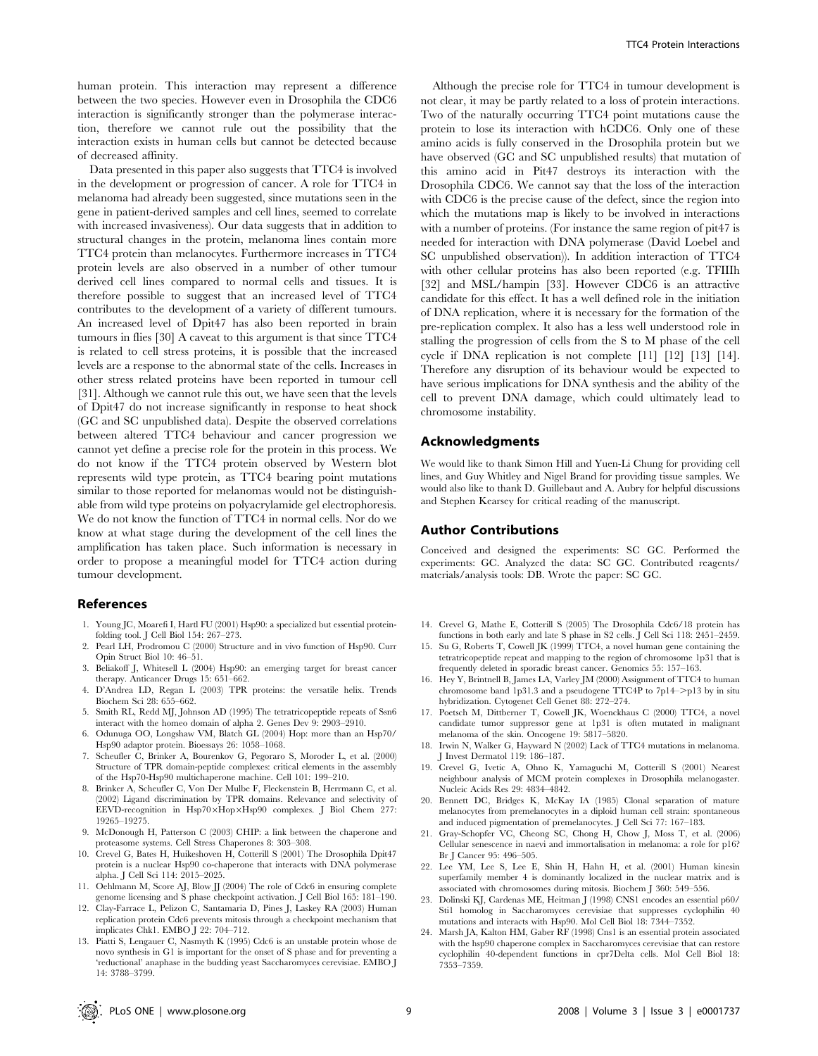human protein. This interaction may represent a difference between the two species. However even in Drosophila the CDC6 interaction is significantly stronger than the polymerase interaction, therefore we cannot rule out the possibility that the interaction exists in human cells but cannot be detected because of decreased affinity.

Data presented in this paper also suggests that TTC4 is involved in the development or progression of cancer. A role for TTC4 in melanoma had already been suggested, since mutations seen in the gene in patient-derived samples and cell lines, seemed to correlate with increased invasiveness). Our data suggests that in addition to structural changes in the protein, melanoma lines contain more TTC4 protein than melanocytes. Furthermore increases in TTC4 protein levels are also observed in a number of other tumour derived cell lines compared to normal cells and tissues. It is therefore possible to suggest that an increased level of TTC4 contributes to the development of a variety of different tumours. An increased level of Dpit47 has also been reported in brain tumours in flies [30] A caveat to this argument is that since TTC4 is related to cell stress proteins, it is possible that the increased levels are a response to the abnormal state of the cells. Increases in other stress related proteins have been reported in tumour cell [31]. Although we cannot rule this out, we have seen that the levels of Dpit47 do not increase significantly in response to heat shock (GC and SC unpublished data). Despite the observed correlations between altered TTC4 behaviour and cancer progression we cannot yet define a precise role for the protein in this process. We do not know if the TTC4 protein observed by Western blot represents wild type protein, as TTC4 bearing point mutations similar to those reported for melanomas would not be distinguishable from wild type proteins on polyacrylamide gel electrophoresis. We do not know the function of TTC4 in normal cells. Nor do we know at what stage during the development of the cell lines the amplification has taken place. Such information is necessary in order to propose a meaningful model for TTC4 action during tumour development.

Although the precise role for TTC4 in tumour development is not clear, it may be partly related to a loss of protein interactions. Two of the naturally occurring TTC4 point mutations cause the protein to lose its interaction with hCDC6. Only one of these amino acids is fully conserved in the Drosophila protein but we have observed (GC and SC unpublished results) that mutation of this amino acid in Pit47 destroys its interaction with the Drosophila CDC6. We cannot say that the loss of the interaction with CDC6 is the precise cause of the defect, since the region into which the mutations map is likely to be involved in interactions with a number of proteins. (For instance the same region of pit47 is needed for interaction with DNA polymerase (David Loebel and SC unpublished observation)). In addition interaction of TTC4 with other cellular proteins has also been reported (e.g. TFIIIh [32] and MSL/hampin [33]. However CDC6 is an attractive candidate for this effect. It has a well defined role in the initiation of DNA replication, where it is necessary for the formation of the pre-replication complex. It also has a less well understood role in stalling the progression of cells from the S to M phase of the cell cycle if DNA replication is not complete [11] [12] [13] [14]. Therefore any disruption of its behaviour would be expected to have serious implications for DNA synthesis and the ability of the cell to prevent DNA damage, which could ultimately lead to chromosome instability.

## Acknowledgments

We would like to thank Simon Hill and Yuen-Li Chung for providing cell lines, and Guy Whitley and Nigel Brand for providing tissue samples. We would also like to thank D. Guillebaut and A. Aubry for helpful discussions and Stephen Kearsey for critical reading of the manuscript.

## Author Contributions

Conceived and designed the experiments: SC GC. Performed the experiments: GC. Analyzed the data: SC GC. Contributed reagents/materials/analysis tools: DB. Wrote the paper: SC GC.

## References

1. Young JC, Moarefi I, Hartl FU (2001) Hsp90: a specialized but essential protein-folding tool. J Cell Biol 154: 267–273.
2. Pearl LH, Prodromou C (2000) Structure and in vivo function of Hsp90. Curr Opin Struct Biol 10: 46–51.
3. Beliakoff J, Whitesell L (2004) Hsp90: an emerging target for breast cancer therapy. Anticancer Drugs 15: 651–662.
4. D'Andrea LD, Regan L (2003) TPR proteins: the versatile helix. Trends Biochem Sci 28: 655–662.
5. Smith RL, Redd MJ, Johnson AD (1995) The tetratricopeptide repeats of Ssn6 interact with the homeo domain of alpha 2. Genes Dev 9: 2903–2910.
6. Odunuga OO, Longshaw VM, Blatch GL (2004) Hop: more than an Hsp70/Hsp90 adaptor protein. Bioessays 26: 1058–1068.
7. Scheufler C, Brinker A, Bourenkov G, Pegoraro S, Moroder L, et al. (2000) Structure of TPR domain-peptide complexes: critical elements in the assembly of the Hsp70-Hsp90 multichaperone machine. Cell 101: 199–210.
8. Brinker A, Scheufler C, Von Der Mulbe F, Fleckenstein B, Herrmann C, et al. (2002) Ligand discrimination by TPR domains. Relevance and selectivity of EEVD-recognition in Hsp70×Hop×Hsp90 complexes. J Biol Chem 277: 19265–19275.
9. McDonough H, Patterson C (2003) CHIP: a link between the chaperone and proteasome systems. Cell Stress Chaperones 8: 303–308.
10. Crevel G, Bates H, Huikeshoven H, Cotterill S (2001) The Drosophila Dpit47 protein is a nuclear Hsp90 co-chaperone that interacts with DNA polymerase alpha. J Cell Sci 114: 2015–2025.
11. Oehlmann M, Score AJ, Blow JJ (2004) The role of Cdc6 in ensuring complete genome licensing and S phase checkpoint activation. J Cell Biol 165: 181–190.
12. Clay-Farrace L, Pelizon C, Santamaria D, Pines J, Laskey RA (2003) Human replication protein Cdc6 prevents mitosis through a checkpoint mechanism that implicates Chk1. EMBO J 22: 704–712.
13. Piatti S, Lengauer C, Nasmyth K (1995) Cdc6 is an unstable protein whose de novo synthesis in G1 is important for the onset of S phase and for preventing a 'reductional' anaphase in the budding yeast Saccharomyces cerevisiae. EMBO J 14: 3788–3799.
14. Crevel G, Mathe E, Cotterill S (2005) The Drosophila Cdc6/18 protein has functions in both early and late S phase in S2 cells. J Cell Sci 118: 2451–2459.
15. Su G, Roberts T, Cowell JK (1999) TTC4, a novel human gene containing the tetratricopeptide repeat and mapping to the region of chromosome 1p31 that is frequently deleted in sporadic breast cancer. Genomics 55: 157–163.
16. Hey Y, Brintnell B, James LA, Varley JM (2000) Assignment of TTC4 to human chromosome band 1p31.3 and a pseudogene TTC4P to 7p14–>p13 by in situ hybridization. Cytogenet Cell Genet 88: 272–274.
17. Poetsch M, Dittberner T, Cowell JK, Woenckhaus C (2000) TTC4, a novel candidate tumor suppressor gene at 1p31 is often mutated in malignant melanoma of the skin. Oncogene 19: 5817–5820.
18. Irwin N, Walker G, Hayward N (2002) Lack of TTC4 mutations in melanoma. J Invest Dermatol 119: 186–187.
19. Crevel G, Ivetic A, Ohno K, Yamaguchi M, Cotterill S (2001) Nearest neighbour analysis of MCM protein complexes in Drosophila melanogaster. Nucleic Acids Res 29: 4834–4842.
20. Bennett DC, Bridges K, McKay IA (1985) Clonal separation of mature melanocytes from premelanocytes in a diploid human cell strain: spontaneous and induced pigmentation of premelanocytes. J Cell Sci 77: 167–183.
21. Gray-Schopfer VC, Cheong SC, Chong H, Chow J, Moss T, et al. (2006) Cellular senescence in naevi and immortalisation in melanoma: a role for p16? Br J Cancer 95: 496–505.
22. Lee YM, Lee S, Lee E, Shin H, Hahn H, et al. (2001) Human kinesin superfamily member 4 is dominantly localized in the nuclear matrix and is associated with chromosomes during mitosis. Biochem J 360: 549–556.
23. Dolinski KJ, Cardenas ME, Heitman J (1998) CNS1 encodes an essential p60/Sti1 homolog in Saccharomyces cerevisiae that suppresses cyclophilin 40 mutations and interacts with Hsp90. Mol Cell Biol 18: 7344–7352.
24. Marsh JA, Kalton HM, Gaber RF (1998) Cns1 is an essential protein associated with the hsp90 chaperone complex in Saccharomyces cerevisiae that can restore cyclophilin 40-dependent functions in cpr7Delta cells. Mol Cell Biol 18: 7353–7359.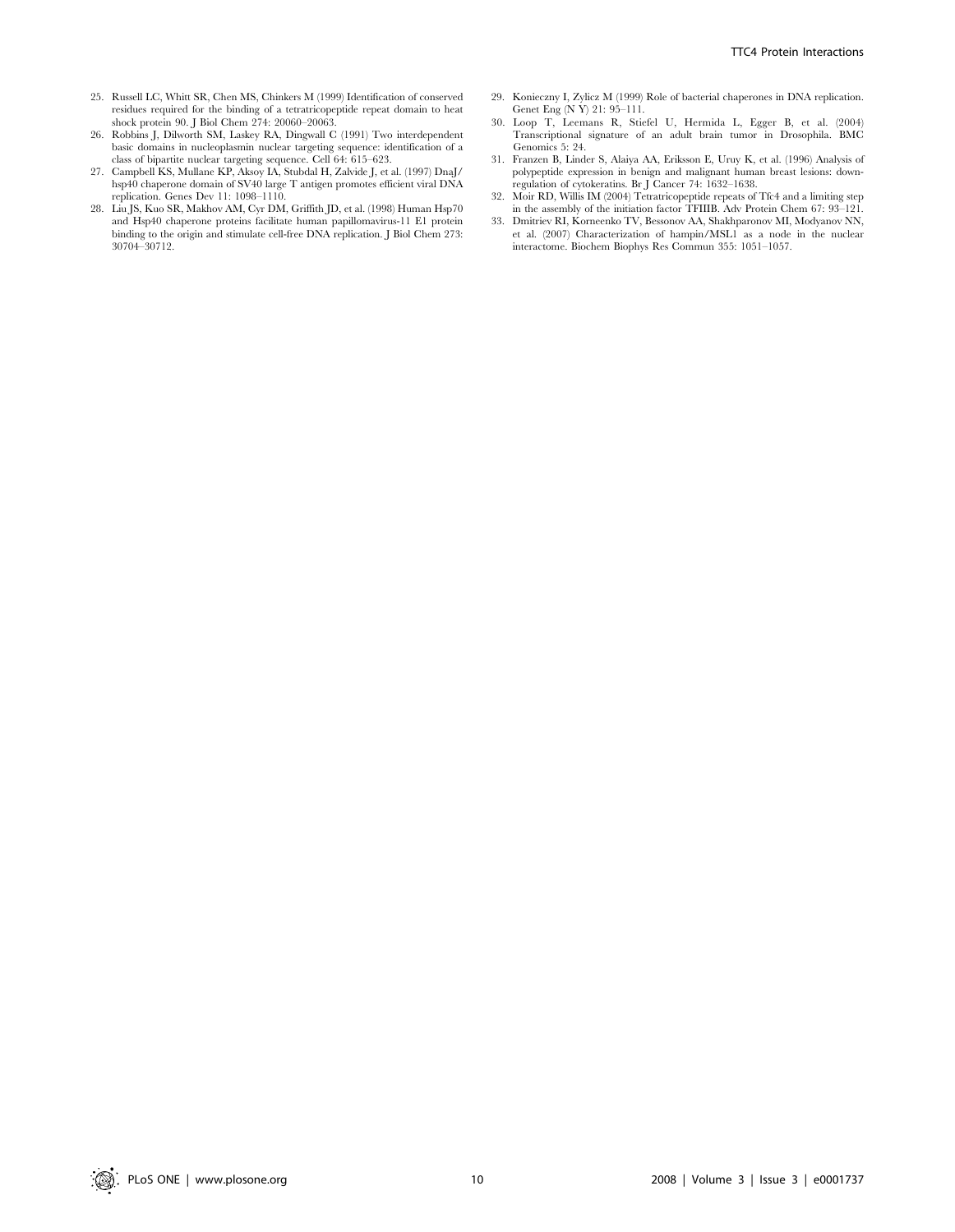25. Russell LC, Whitt SR, Chen MS, Chinkers M (1999) Identification of conserved residues required for the binding of a tetratricopeptide repeat domain to heat shock protein 90. J Biol Chem 274: 20060–20063.
26. Robbins J, Dilworth SM, Laskey RA, Dingwall C (1991) Two interdependent basic domains in nucleoplasmin nuclear targeting sequence: identification of a class of bipartite nuclear targeting sequence. Cell 64: 615–623.
27. Campbell KS, Mullane KP, Aksoy IA, Stubdal H, Zalvide J, et al. (1997) DnaJ/hsp40 chaperone domain of SV40 large T antigen promotes efficient viral DNA replication. Genes Dev 11: 1098–1110.
28. Liu JS, Kuo SR, Makhov AM, Cyr DM, Griffith JD, et al. (1998) Human Hsp70 and Hsp40 chaperone proteins facilitate human papillomavirus-11 E1 protein binding to the origin and stimulate cell-free DNA replication. J Biol Chem 273: 30704–30712.
29. Konieczny I, Zylicz M (1999) Role of bacterial chaperones in DNA replication. Genet Eng (N Y) 21: 95–111.
30. Loop T, Leemans R, Stiefel U, Hermida L, Egger B, et al. (2004) Transcriptional signature of an adult brain tumor in Drosophila. BMC Genomics 5: 24.
31. Franzen B, Linder S, Alaiya AA, Eriksson E, Uruy K, et al. (1996) Analysis of polypeptide expression in benign and malignant human breast lesions: down-regulation of cytokeratins. Br J Cancer 74: 1632–1638.
32. Moir RD, Willis IM (2004) Tetratricopeptide repeats of Tfc4 and a limiting step in the assembly of the initiation factor TFIIIB. Adv Protein Chem 67: 93–121.
33. Dmitriev RI, Korneenko TV, Bessonov AA, Shakhparonov MI, Modyanov NN, et al. (2007) Characterization of hampin/MSL1 as a node in the nuclear interactome. Biochem Biophys Res Commun 355: 1051–1057.